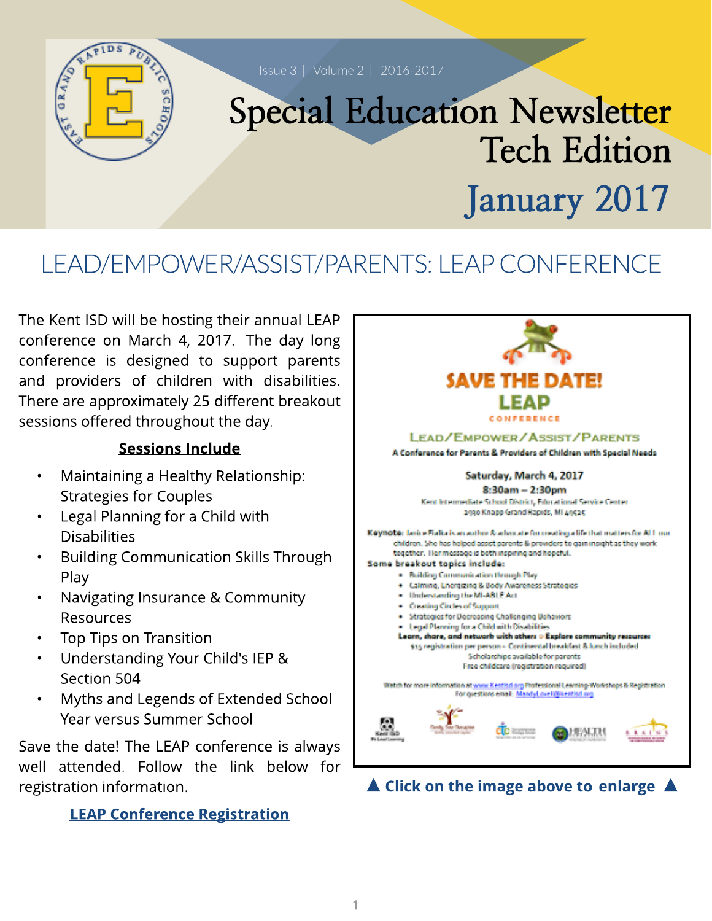Issue 3 | Volume 2 | 2016-2017

# Special Education Newsletter Tech Edition

## January 2017

## LEAD/EMPOWER/ASSIST/PARENTS: LEAP CONFERENCE

The Kent ISD will be hosting their annual LEAP conference on March 4, 2017. The day long conference is designed to support parents and providers of children with disabilities. There are approximately 25 different breakout sessions offered throughout the day.

**Sessions Include**

- Maintaining a Healthy Relationship: Strategies for Couples
- Legal Planning for a Child with Disabilities
- Building Communication Skills Through Play
- Navigating Insurance & Community Resources
- Top Tips on Transition
- Understanding Your Child's IEP & Section 504
- Myths and Legends of Extended School Year versus Summer School

Save the date! The LEAP conference is always well attended. Follow the link below for registration information.

**LEAP Conference Registration**

**SAVE THE DATE!**

**LEAP**

**CONFERENCE**

**LEAD/EMPOWER/ASSIST/PARENTS**

**A Conference for Parents & Providers of Children with Special Needs**

**Saturday, March 4, 2017**

**8:30am – 2:30pm**

Kent Intermediate School District, Educational Service Center

2930 Knapp Grand Rapids, MI 49525

**Keynote:** Jenna Fialka is an author & advocate for creating a life that matters for All our children. She has helped assist parents & providers to gain insight as they work together. Her message is both inspiring and hopeful.

**Some breakout topics include:**

- Building Communication through Play
- Calming, Energizing & Body Awareness Strategies
- Understanding the MI-ABLE Act
- Creating Circles of Support
- Strategies for Decreasing Challenging Behaviors
- Legal Planning for a Child with Disabilities

**Learn, share, and network with others** ○ **Explore community resources**

$15 registration per person – Continental breakfast & lunch included

Scholarships available for parents

Free childcare (registration required)

Watch for more information at www.Kentisd.org Professional Learning-Workshops & Registration

For questions email: MandyLovell@kentisd.org

**▲ Click on the image above to enlarge ▲**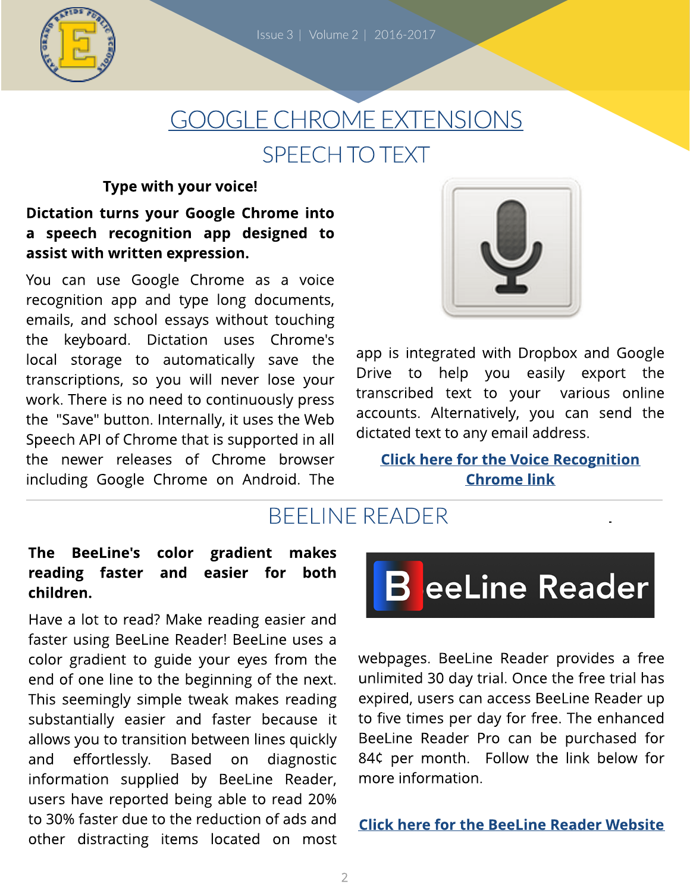# GOOGLE CHROME EXTENSIONS

## SPEECH TO TEXT

**Type with your voice!**

**Dictation turns your Google Chrome into a speech recognition app designed to assist with written expression.**

You can use Google Chrome as a voice recognition app and type long documents, emails, and school essays without touching the keyboard. Dictation uses Chrome's local storage to automatically save the transcriptions, so you will never lose your work. There is no need to continuously press the "Save" button. Internally, it uses the Web Speech API of Chrome that is supported in all the newer releases of Chrome browser including Google Chrome on Android. The app is integrated with Dropbox and Google Drive to help you easily export the transcribed text to your various online accounts. Alternatively, you can send the dictated text to any email address.

**[Click here for the Voice Recognition Chrome link]**

## BEELINE READER

**The BeeLine's color gradient makes reading faster and easier for both children.**

Have a lot to read? Make reading easier and faster using BeeLine Reader! BeeLine uses a color gradient to guide your eyes from the end of one line to the beginning of the next. This seemingly simple tweak makes reading substantially easier and faster because it allows you to transition between lines quickly and effortlessly. Based on diagnostic information supplied by BeeLine Reader, users have reported being able to read 20% to 30% faster due to the reduction of ads and other distracting items located on most webpages. BeeLine Reader provides a free unlimited 30 day trial. Once the free trial has expired, users can access BeeLine Reader up to five times per day for free. The enhanced BeeLine Reader Pro can be purchased for 84¢ per month. Follow the link below for more information.

**[Click here for the BeeLine Reader Website]**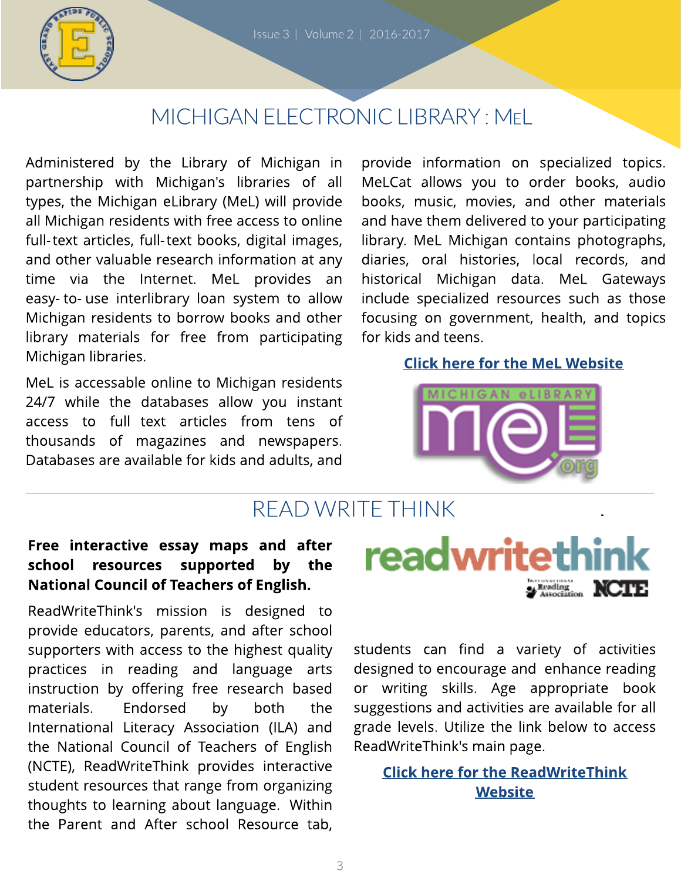## MICHIGAN ELECTRONIC LIBRARY : MEL

Administered by the Library of Michigan in partnership with Michigan's libraries of all types, the Michigan eLibrary (MeL) will provide all Michigan residents with free access to online full-text articles, full-text books, digital images, and other valuable research information at any time via the Internet. MeL provides an easy- to- use interlibrary loan system to allow Michigan residents to borrow books and other library materials for free from participating Michigan libraries.

MeL is accessable online to Michigan residents 24/7 while the databases allow you instant access to full text articles from tens of thousands of magazines and newspapers. Databases are available for kids and adults, and provide information on specialized topics. MeLCat allows you to order books, audio books, music, movies, and other materials and have them delivered to your participating library. MeL Michigan contains photographs, diaries, oral histories, local records, and historical Michigan data. MeL Gateways include specialized resources such as those focusing on government, health, and topics for kids and teens.

**Click here for the MeL Website**

## READ WRITE THINK

**Free interactive essay maps and after school resources supported by the National Council of Teachers of English.**

ReadWriteThink's mission is designed to provide educators, parents, and after school supporters with access to the highest quality practices in reading and language arts instruction by offering free research based materials. Endorsed by both the International Literacy Association (ILA) and the National Council of Teachers of English (NCTE), ReadWriteThink provides interactive student resources that range from organizing thoughts to learning about language. Within the Parent and After school Resource tab, students can find a variety of activities designed to encourage and enhance reading or writing skills. Age appropriate book suggestions and activities are available for all grade levels. Utilize the link below to access ReadWriteThink's main page.

**Click here for the ReadWriteThink Website**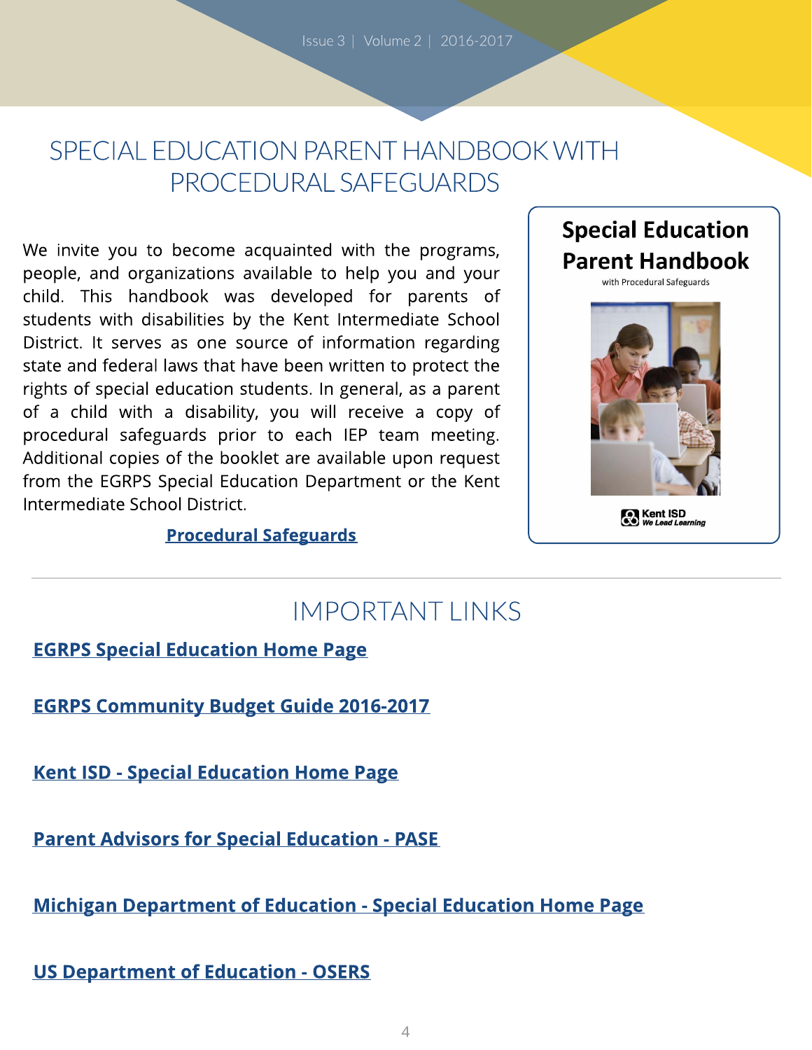# SPECIAL EDUCATION PARENT HANDBOOK WITH PROCEDURAL SAFEGUARDS

We invite you to become acquainted with the programs, people, and organizations available to help you and your child. This handbook was developed for parents of students with disabilities by the Kent Intermediate School District. It serves as one source of information regarding state and federal laws that have been written to protect the rights of special education students. In general, as a parent of a child with a disability, you will receive a copy of procedural safeguards prior to each IEP team meeting. Additional copies of the booklet are available upon request from the EGRPS Special Education Department or the Kent Intermediate School District.

**Procedural Safeguards**

**Special Education Parent Handbook**

with Procedural Safeguards

Kent ISD
*We Lead Learning*

# IMPORTANT LINKS

**EGRPS Special Education Home Page**

**EGRPS Community Budget Guide 2016-2017**

**Kent ISD - Special Education Home Page**

**Parent Advisors for Special Education - PASE**

**Michigan Department of Education - Special Education Home Page**

**US Department of Education - OSERS**